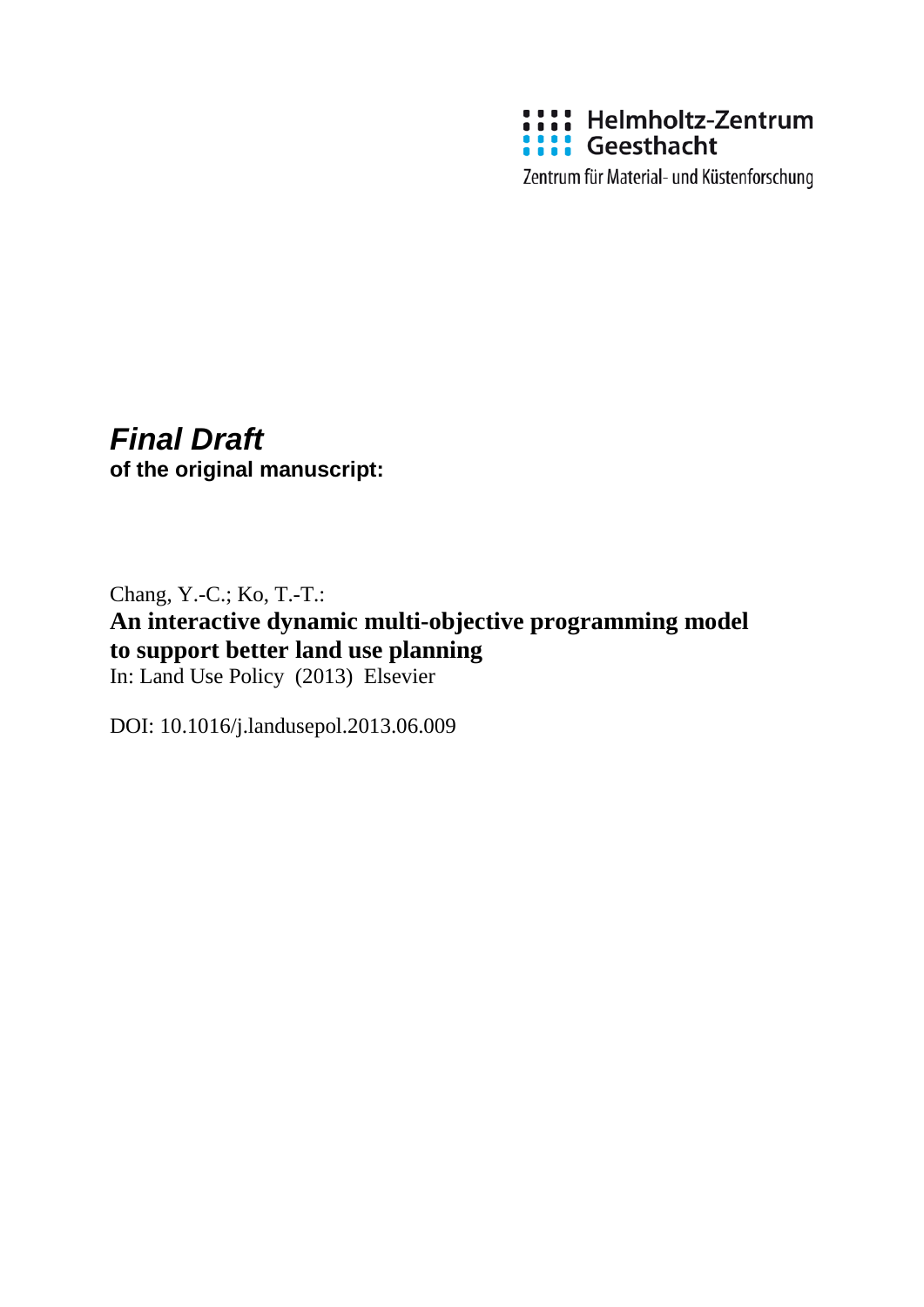Helmholtz-Zentrum Geesthacht

Zentrum für Material- und Küstenforschung

***Final Draft***

**of the original manuscript:**

Chang, Y.-C.; Ko, T.-T.:

**An interactive dynamic multi-objective programming model to support better land use planning**

In: Land Use Policy (2013) Elsevier

DOI: 10.1016/j.landusepol.2013.06.009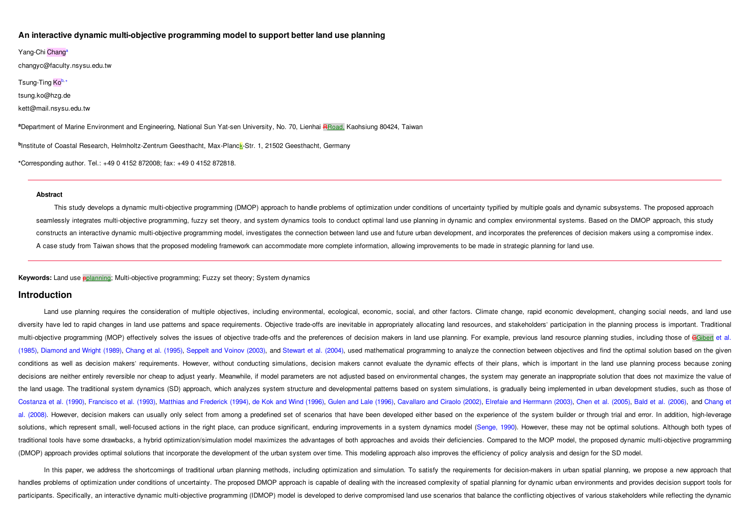# An interactive dynamic multi-objective programming model to support better land use planning

Yang-Chi Chang[a]

changyc@faculty.nsysu.edu.tw

Tsung-Ting Ko[b,*]

tsung.ko@hzg.de

kett@mail.nsysu.edu.tw

[a]Department of Marine Environment and Engineering, National Sun Yat-sen University, No. 70, Lienhai RRoad, Kaohsiung 80424, Taiwan

[b]Institute of Coastal Research, Helmholtz-Zentrum Geesthacht, Max-Planck-Str. 1, 21502 Geesthacht, Germany

*Corresponding author. Tel.: +49 0 4152 872008; fax: +49 0 4152 872818.

---

**Abstract**

This study develops a dynamic multi-objective programming (DMOP) approach to handle problems of optimization under conditions of uncertainty typified by multiple goals and dynamic subsystems. The proposed approach seamlessly integrates multi-objective programming, fuzzy set theory, and system dynamics tools to conduct optimal land use planning in dynamic and complex environmental systems. Based on the DMOP approach, this study constructs an interactive dynamic multi-objective programming model, investigates the connection between land use and future urban development, and incorporates the preferences of decision makers using a compromise index. A case study from Taiwan shows that the proposed modeling framework can accommodate more complete information, allowing improvements to be made in strategic planning for land use.

---

**Keywords:** Land use pplanning; Multi-objective programming; Fuzzy set theory; System dynamics

## Introduction

Land use planning requires the consideration of multiple objectives, including environmental, ecological, economic, social, and other factors. Climate change, rapid economic development, changing social needs, and land use diversity have led to rapid changes in land use patterns and space requirements. Objective trade-offs are inevitable in appropriately allocating land resources, and stakeholders' participation in the planning process is important. Traditional multi-objective programming (MOP) effectively solves the issues of objective trade-offs and the preferences of decision makers in land use planning. For example, previous land resource planning studies, including those of GGibert et al. (1985), Diamond and Wright (1989), Chang et al. (1995), Seppelt and Voinov (2003), and Stewart et al. (2004), used mathematical programming to analyze the connection between objectives and find the optimal solution based on the given conditions as well as decision makers' requirements. However, without conducting simulations, decision makers cannot evaluate the dynamic effects of their plans, which is important in the land use planning process because zoning decisions are neither entirely reversible nor cheap to adjust yearly. Meanwhile, if model parameters are not adjusted based on environmental changes, the system may generate an inappropriate solution that does not maximize the value of the land usage. The traditional system dynamics (SD) approach, which analyzes system structure and developmental patterns based on system simulations, is gradually being implemented in urban development studies, such as those of Costanza et al. (1990), Francisco et al. (1993), Matthias and Frederick (1994), de Kok and Wind (1996), Gulen and Lale (1996), Cavallaro and Ciraolo (2002), Elrefaie and Herrmann (2003), Chen et al. (2005), Bald et al. (2006), and Chang et al. (2008). However, decision makers can usually only select from among a predefined set of scenarios that have been developed either based on the experience of the system builder or through trial and error. In addition, high-leverage solutions, which represent small, well-focused actions in the right place, can produce significant, enduring improvements in a system dynamics model (Senge, 1990). However, these may not be optimal solutions. Although both types of traditional tools have some drawbacks, a hybrid optimization/simulation model maximizes the advantages of both approaches and avoids their deficiencies. Compared to the MOP model, the proposed dynamic multi-objective programming (DMOP) approach provides optimal solutions that incorporate the development of the urban system over time. This modeling approach also improves the efficiency of policy analysis and design for the SD model.

In this paper, we address the shortcomings of traditional urban planning methods, including optimization and simulation. To satisfy the requirements for decision-makers in urban spatial planning, we propose a new approach that handles problems of optimization under conditions of uncertainty. The proposed DMOP approach is capable of dealing with the increased complexity of spatial planning for dynamic urban environments and provides decision support tools for participants. Specifically, an interactive dynamic multi-objective programming (IDMOP) model is developed to derive compromised land use scenarios that balance the conflicting objectives of various stakeholders while reflecting the dynamic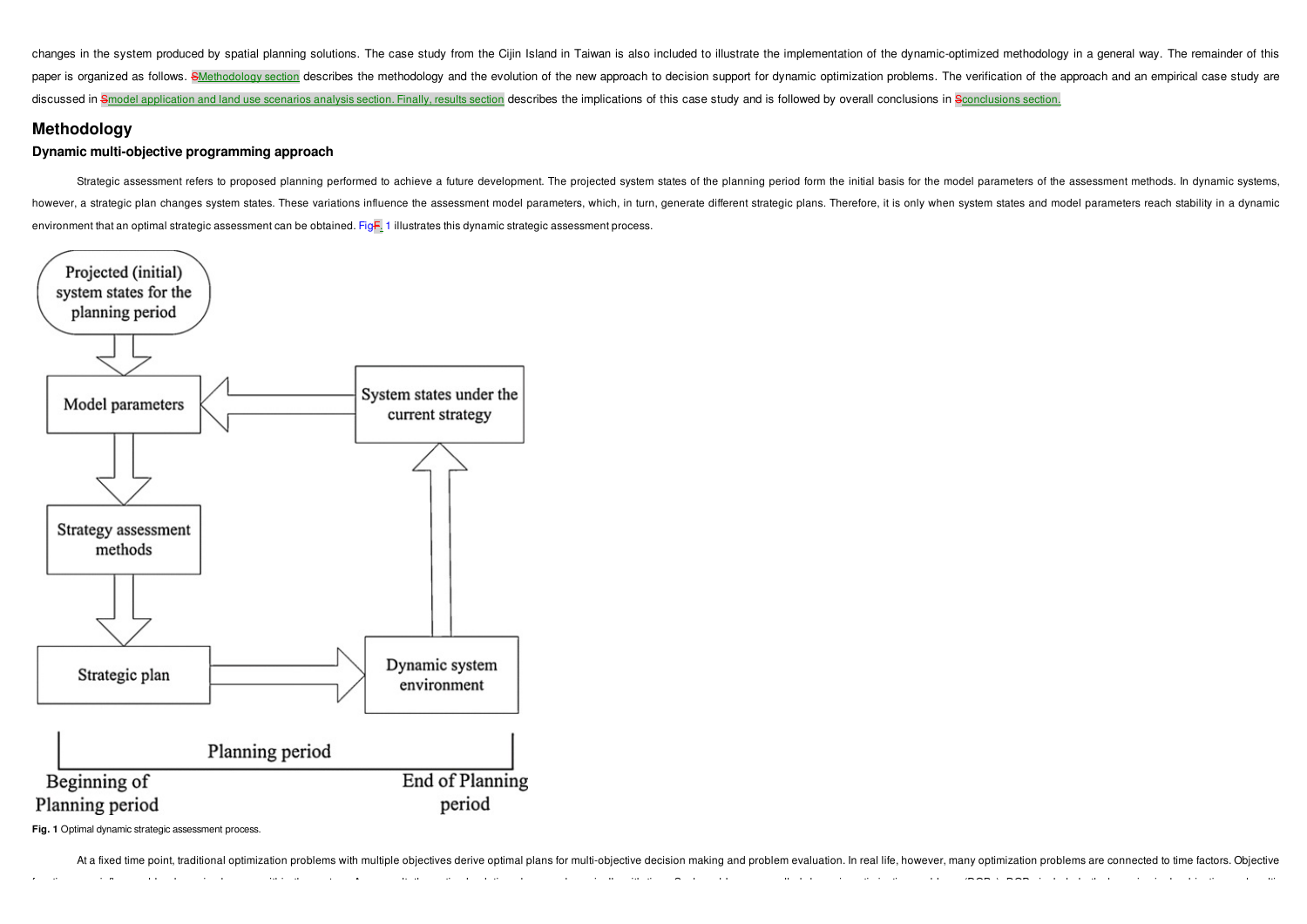changes in the system produced by spatial planning solutions. The case study from the Cijin Island in Taiwan is also included to illustrate the implementation of the dynamic-optimized methodology in a general way. The remainder of this paper is organized as follows. Methodology section describes the methodology and the evolution of the new approach to decision support for dynamic optimization problems. The verification of the approach and an empirical case study are discussed in model application and land use scenarios analysis section. Finally, results section describes the implications of this case study and is followed by overall conclusions in conclusions section.

## Methodology

### Dynamic multi-objective programming approach

Strategic assessment refers to proposed planning performed to achieve a future development. The projected system states of the planning period form the initial basis for the model parameters of the assessment methods. In dynamic systems, however, a strategic plan changes system states. These variations influence the assessment model parameters, which, in turn, generate different strategic plans. Therefore, it is only when system states and model parameters reach stability in a dynamic environment that an optimal strategic assessment can be obtained. Fig. 1 illustrates this dynamic strategic assessment process.

**Fig. 1** Optimal dynamic strategic assessment process.

At a fixed time point, traditional optimization problems with multiple objectives derive optimal plans for multi-objective decision making and problem evaluation. In real life, however, many optimization problems are connected to time factors. Objective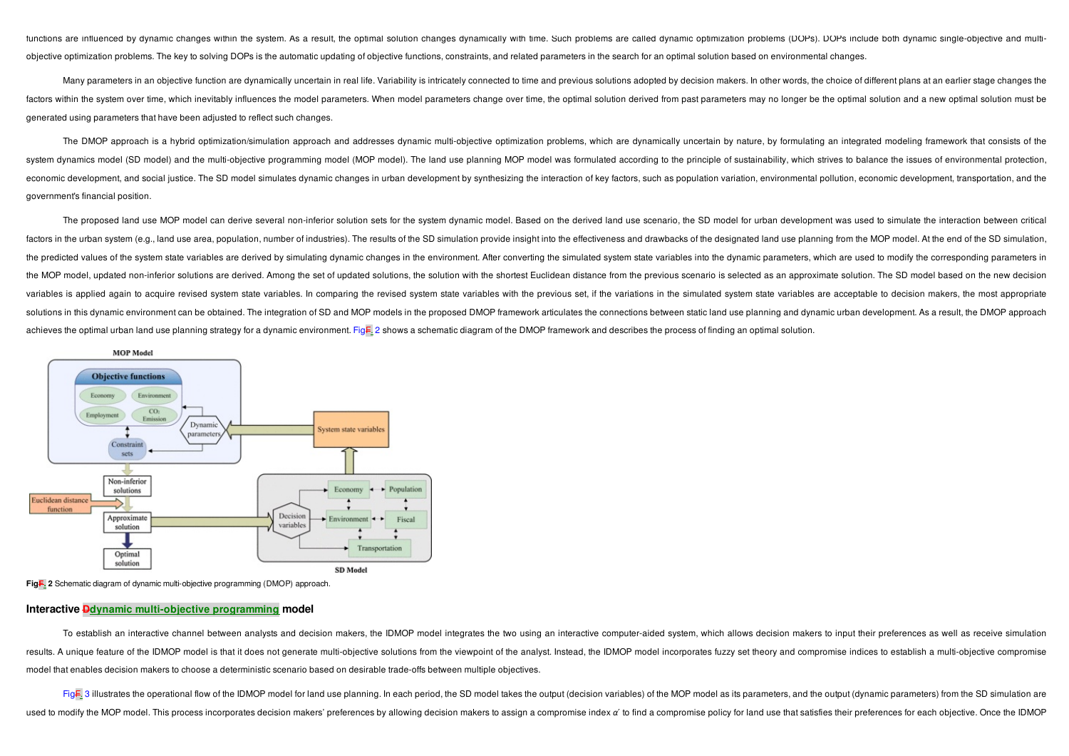functions are influenced by dynamic changes within the system. As a result, the optimal solution changes dynamically with time. Such problems are called dynamic optimization problems (DOPs). DOPs include both dynamic single-objective and multi-objective optimization problems. The key to solving DOPs is the automatic updating of objective functions, constraints, and related parameters in the search for an optimal solution based on environmental changes.

Many parameters in an objective function are dynamically uncertain in real life. Variability is intricately connected to time and previous solutions adopted by decision makers. In other words, the choice of different plans at an earlier stage changes the factors within the system over time, which inevitably influences the model parameters. When model parameters change over time, the optimal solution derived from past parameters may no longer be the optimal solution and a new optimal solution must be generated using parameters that have been adjusted to reflect such changes.

The DMOP approach is a hybrid optimization/simulation approach and addresses dynamic multi-objective optimization problems, which are dynamically uncertain by nature, by formulating an integrated modeling framework that consists of the system dynamics model (SD model) and the multi-objective programming model (MOP model). The land use planning MOP model was formulated according to the principle of sustainability, which strives to balance the issues of environmental protection, economic development, and social justice. The SD model simulates dynamic changes in urban development by synthesizing the interaction of key factors, such as population variation, environmental pollution, economic development, transportation, and the government's financial position.

The proposed land use MOP model can derive several non-inferior solution sets for the system dynamic model. Based on the derived land use scenario, the SD model for urban development was used to simulate the interaction between critical factors in the urban system (e.g., land use area, population, number of industries). The results of the SD simulation provide insight into the effectiveness and drawbacks of the designated land use planning from the MOP model. At the end of the SD simulation, the predicted values of the system state variables are derived by simulating dynamic changes in the environment. After converting the simulated system state variables into the dynamic parameters, which are used to modify the corresponding parameters in the MOP model, updated non-inferior solutions are derived. Among the set of updated solutions, the solution with the shortest Euclidean distance from the previous scenario is selected as an approximate solution. The SD model based on the new decision variables is applied again to acquire revised system state variables. In comparing the revised system state variables with the previous set, if the variations in the simulated system state variables are acceptable to decision makers, the most appropriate solutions in this dynamic environment can be obtained. The integration of SD and MOP models in the proposed DMOP framework articulates the connections between static land use planning and dynamic urban development. As a result, the DMOP approach achieves the optimal urban land use planning strategy for a dynamic environment. Fig. 2 shows a schematic diagram of the DMOP framework and describes the process of finding an optimal solution.

MOP Model
Objective functions
Economy
Environment
Employment
$CO_2$ Emission
Dynamic parameters
Constraint sets
System state variables
Non-inferior solutions
Euclidean distance function
Approximate solution
Optimal solution
Decision variables
Economy
Population
Environment
Fiscal
Transportation
SD Model

**Fig. 2** Schematic diagram of dynamic multi-objective programming (DMOP) approach.

## Interactive dynamic multi-objective programming model

To establish an interactive channel between analysts and decision makers, the IDMOP model integrates the two using an interactive computer-aided system, which allows decision makers to input their preferences as well as receive simulation results. A unique feature of the IDMOP model is that it does not generate multi-objective solutions from the viewpoint of the analyst. Instead, the IDMOP model incorporates fuzzy set theory and compromise indices to establish a multi-objective compromise model that enables decision makers to choose a deterministic scenario based on desirable trade-offs between multiple objectives.

Fig. 3 illustrates the operational flow of the IDMOP model for land use planning. In each period, the SD model takes the output (decision variables) of the MOP model as its parameters, and the output (dynamic parameters) from the SD simulation are used to modify the MOP model. This process incorporates decision makers' preferences by allowing decision makers to assign a compromise index $\alpha'$ to find a compromise policy for land use that satisfies their preferences for each objective. Once the IDMOP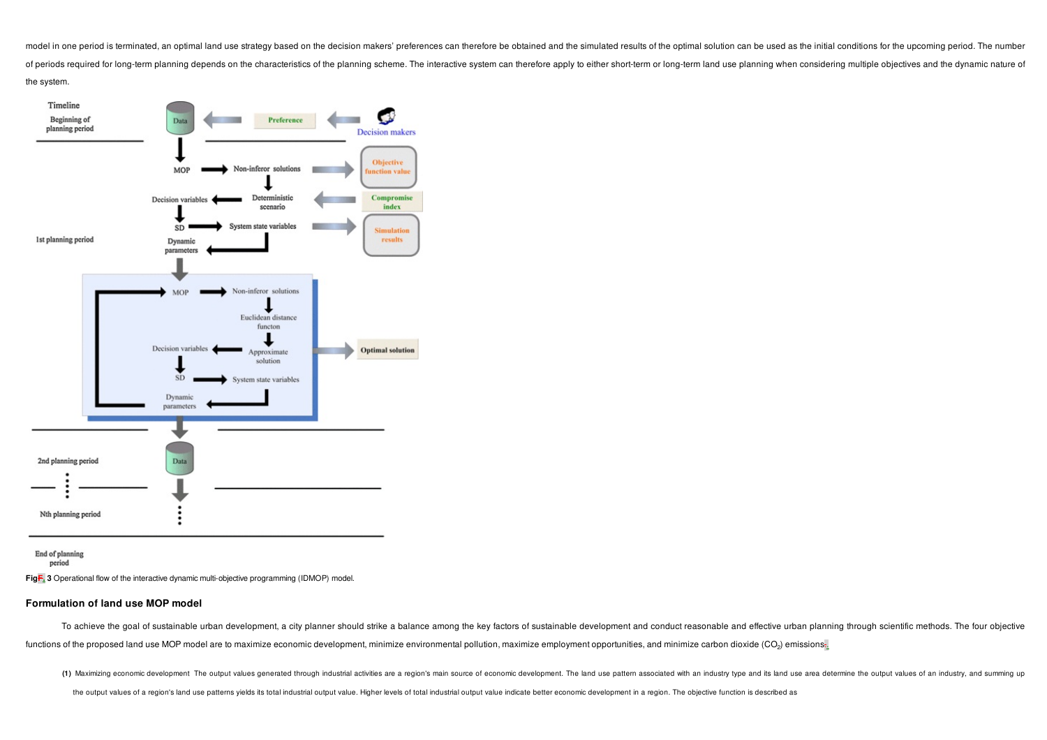model in one period is terminated, an optimal land use strategy based on the decision makers' preferences can therefore be obtained and the simulated results of the optimal solution can be used as the initial conditions for the upcoming period. The number of periods required for long-term planning depends on the characteristics of the planning scheme. The interactive system can therefore apply to either short-term or long-term land use planning when considering multiple objectives and the dynamic nature of the system.

**Fig. 3** Operational flow of the interactive dynamic multi-objective programming (IDMOP) model.

## Formulation of land use MOP model

To achieve the goal of sustainable urban development, a city planner should strike a balance among the key factors of sustainable development and conduct reasonable and effective urban planning through scientific methods. The four objective functions of the proposed land use MOP model are to maximize economic development, minimize environmental pollution, maximize employment opportunities, and minimize carbon dioxide ($CO_2$) emissions.

**(1)** Maximizing economic development The output values generated through industrial activities are a region's main source of economic development. The land use pattern associated with an industry type and its land use area determine the output values of an industry, and summing up the output values of a region's land use patterns yields its total industrial output value. Higher levels of total industrial output value indicate better economic development in a region. The objective function is described as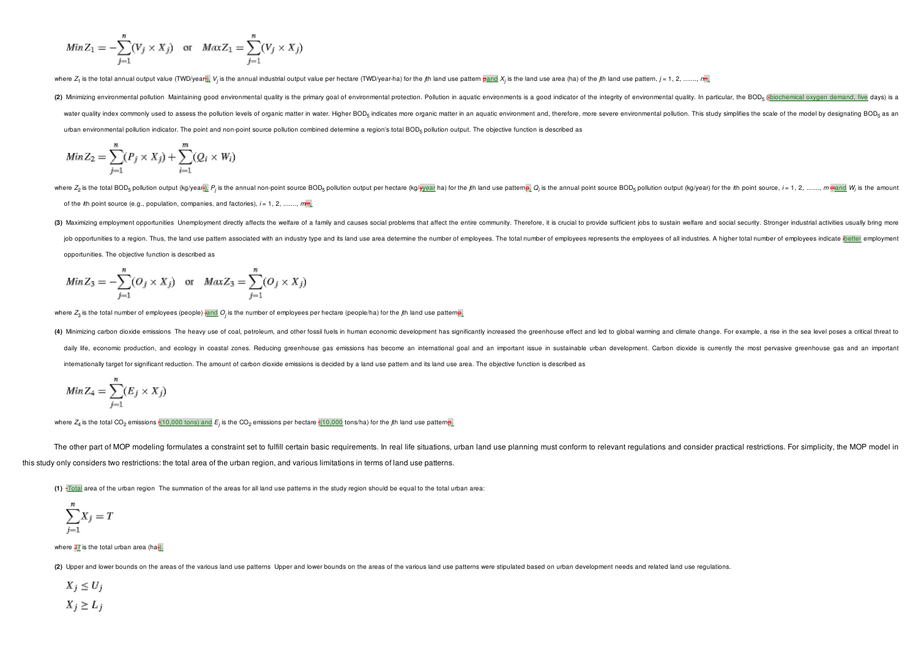$$Min\, Z_1 = -\sum_{j=1}^{n}(V_j \times X_j) \quad \text{or} \quad Max\, Z_1 = \sum_{j=1}^{n}(V_j \times X_j)$$

where $Z_1$ is the total annual output value (TWD/year), $V_j$ is the annual industrial output value per hectare (TWD/year-ha) for the $j$th land use pattern and $X_j$ is the land use area (ha) of the $j$th land use pattern, $j = 1, 2, \ldots\ldots, n$.

**(2)** Minimizing environmental pollution Maintaining good environmental quality is the primary goal of environmental protection. Pollution in aquatic environments is a good indicator of the integrity of environmental quality. In particular, the $BOD_5$ (biochemical oxygen demand, five days) is a water quality index commonly used to assess the pollution levels of organic matter in water. Higher $BOD_5$ indicates more organic matter in an aquatic environment and, therefore, more severe environmental pollution. This study simplifies the scale of the model by designating $BOD_5$ as an urban environmental pollution indicator. The point and non-point source pollution combined determine a region's total $BOD_5$ pollution output. The objective function is described as

$$Min\, Z_2 = \sum_{j=1}^{n}(P_j \times X_j) + \sum_{i=1}^{m}(Q_i \times W_i)$$

where $Z_2$ is the total $BOD_5$ pollution output (kg/year), $P_j$ is the annual non-point source $BOD_5$ pollution output per hectare (kg/year ha) for the $j$th land use pattern, $Q_i$ is the annual point source $BOD_5$ pollution output (kg/year) for the $i$th point source, $i = 1, 2, \ldots\ldots, m$ and $W_i$ is the amount of the $i$th point source (e.g., population, companies, and factories), $i = 1, 2, \ldots\ldots, m$.

**(3)** Maximizing employment opportunities Unemployment directly affects the welfare of a family and causes social problems that affect the entire community. Therefore, it is crucial to provide sufficient jobs to sustain welfare and social security. Stronger industrial activities usually bring more job opportunities to a region. Thus, the land use pattern associated with an industry type and its land use area determine the number of employees. The total number of employees represents the employees of all industries. A higher total number of employees indicate better employment opportunities. The objective function is described as

$$Min\, Z_3 = -\sum_{j=1}^{n}(O_j \times X_j) \quad \text{or} \quad Max\, Z_3 = \sum_{j=1}^{n}(O_j \times X_j)$$

where $Z_3$ is the total number of employees (people) and $O_j$ is the number of employees per hectare (people/ha) for the $j$th land use pattern.

**(4)** Minimizing carbon dioxide emissions The heavy use of coal, petroleum, and other fossil fuels in human economic development has significantly increased the greenhouse effect and led to global warming and climate change. For example, a rise in the sea level poses a critical threat to daily life, economic production, and ecology in coastal zones. Reducing greenhouse gas emissions has become an international goal and an important issue in sustainable urban development. Carbon dioxide is currently the most pervasive greenhouse gas and an important internationally target for significant reduction. The amount of carbon dioxide emissions is decided by a land use pattern and its land use area. The objective function is described as

$$Min\, Z_4 = \sum_{j=1}^{n}(E_j \times X_j)$$

where $Z_4$ is the total $CO_2$ emissions (10,000 tons) and $E_j$ is the $CO_2$ emissions per hectare (10,000 tons/ha) for the $j$th land use pattern.

The other part of MOP modeling formulates a constraint set to fulfill certain basic requirements. In real life situations, urban land use planning must conform to relevant regulations and consider practical restrictions. For simplicity, the MOP model in this study only considers two restrictions: the total area of the urban region, and various limitations in terms of land use patterns.

**(1)** Total area of the urban region The summation of the areas for all land use patterns in the study region should be equal to the total urban area:

$$\sum_{j=1}^{n} X_j = T$$

where $T$ is the total urban area (ha).

**(2)** Upper and lower bounds on the areas of the various land use patterns Upper and lower bounds on the areas of the various land use patterns were stipulated based on urban development needs and related land use regulations.

$$X_j \leq U_j$$
$$X_j \geq L_j$$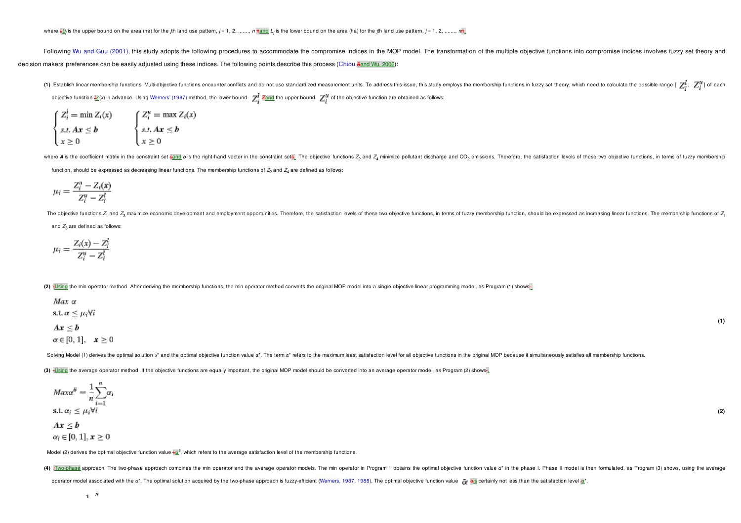where $U_j$ is the upper bound on the area (ha) for the $j$th land use pattern, $j = 1, 2, \ldots, n$ and $L_j$ is the lower bound on the area (ha) for the $j$th land use pattern, $j = 1, 2, \ldots, n$.

Following Wu and Guu (2001), this study adopts the following procedures to accommodate the compromise indices in the MOP model. The transformation of the multiple objective functions into compromise indices involves fuzzy set theory and decision makers' preferences can be easily adjusted using these indices. The following points describe this process (Chiou and Wu, 2006):

**(1)** Establish linear membership functions  Multi-objective functions encounter conflicts and do not use standardized measurement units. To address this issue, this study employs the membership functions in fuzzy set theory, which need to calculate the possible range [ $Z_i^l$, $Z_i^u$ ] of each objective function $Z_i(x)$ in advance. Using Werners' (1987) method, the lower bound $Z_i^l$ and the upper bound $Z_i^u$ of the objective function are obtained as follows:

$$\begin{cases} Z_i^l = \min Z_i(x) \\ s.t.\ \boldsymbol{Ax} \le \boldsymbol{b} \\ x \ge 0 \end{cases} \qquad \begin{cases} Z_i^u = \max Z_i(x) \\ s.t.\ \boldsymbol{Ax} \le \boldsymbol{b} \\ x \ge 0 \end{cases}$$

where $\boldsymbol{A}$ is the coefficient matrix in the constraint set and $\boldsymbol{b}$ is the right-hand vector in the constraint sets. The objective functions $Z_2$ and $Z_4$ minimize pollutant discharge and $CO_2$ emissions. Therefore, the satisfaction levels of these two objective functions, in terms of fuzzy membership function, should be expressed as decreasing linear functions. The membership functions of $Z_2$ and $Z_4$ are defined as follows:

$$\mu_i = \frac{Z_i^u - Z_i(\boldsymbol{x})}{Z_i^u - Z_i^l}$$

The objective functions $Z_1$ and $Z_3$ maximize economic development and employment opportunities. Therefore, the satisfaction levels of these two objective functions, in terms of fuzzy membership function, should be expressed as increasing linear functions. The membership functions of $Z_1$ and $Z_3$ are defined as follows:

$$\mu_i = \frac{Z_i(x) - Z_i^l}{Z_i^u - Z_i^l}$$

**(2)** Using the min operator method  After deriving the membership functions, the min operator method converts the original MOP model into a single objective linear programming model, as Program (1) shows.

$$\begin{aligned} & \boldsymbol{Max}\ \alpha \\ & \text{s.t. } \alpha \le \mu_i \forall i \\ & \boldsymbol{Ax} \le \boldsymbol{b} \\ & \alpha \in [0, 1], \quad \boldsymbol{x} \ge 0 \end{aligned} \tag{1}$$

Solving Model (1) derives the optimal solution $x^*$ and the optimal objective function value $\alpha^*$. The term $\alpha^*$ refers to the maximum least satisfaction level for all objective functions in the original MOP because it simultaneously satisfies all membership functions.

**(3)** Using the average operator method  If the objective functions are equally important, the original MOP model should be converted into an average operator model, as Program (2) shows.

$$\begin{aligned} & \boldsymbol{Max}\alpha^{\#} = \frac{1}{n}\sum_{i=1}^{n}\alpha_i \\ & \text{s.t. } \alpha_i \le \mu_i \forall i \\ & \boldsymbol{Ax} \le \boldsymbol{b} \\ & \alpha_i \in [0, 1], \boldsymbol{x} \ge 0 \end{aligned} \tag{2}$$

Model (2) derives the optimal objective function value $\alpha^{\#}$, which refers to the average satisfaction level of the membership functions.

**(4)** Two-phase approach  The two-phase approach combines the min operator and the average operator models. The min operator in Program 1 obtains the optimal objective function value $\alpha^*$ in the phase I. Phase II model is then formulated, as Program (3) shows, using the average operator model associated with the $\alpha^*$. The optimal solution acquired by the two-phase approach is fuzzy-efficient (Werners, 1987, 1988). The optimal objective function value $\bar{\alpha}$ is certainly not less than the satisfaction level $\alpha^*$.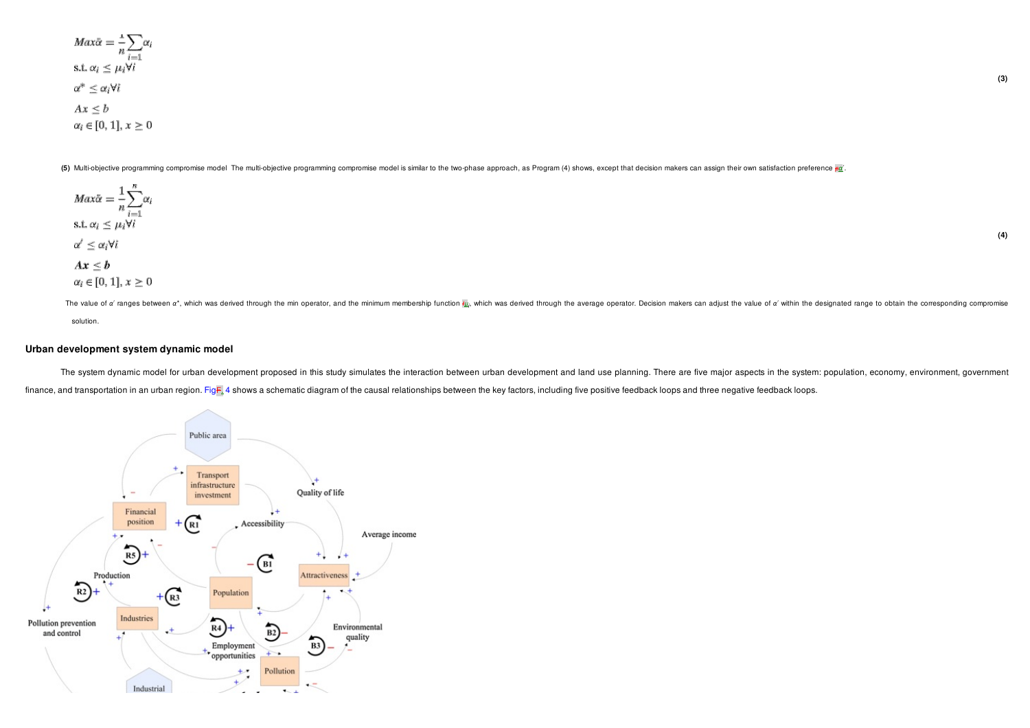$$
\begin{aligned}
&Max\bar{\alpha} = \frac{1}{n}\sum_{i=1}\alpha_i \\
&\text{s.t. } \alpha_i \le \mu_i \forall i \\
&\alpha^* \le \alpha_i \forall i \\
&Ax \le b \\
&\alpha_i \in [0, 1], x \ge 0
\end{aligned} \tag{3}
$$

**(5)** Multi-objective programming compromise model The multi-objective programming compromise model is similar to the two-phase approach, as Program (4) shows, except that decision makers can assign their own satisfaction preference $\alpha'$.

$$
\begin{aligned}
&Max\bar{\alpha} = \frac{1}{n}\sum_{i=1}^{n}\alpha_i \\
&\text{s.t. } \alpha_i \le \mu_i \forall i \\
&\alpha' \le \alpha_i \forall i \\
&\boldsymbol{Ax} \le \boldsymbol{b} \\
&\alpha_i \in [0, 1], x \ge 0
\end{aligned} \tag{4}
$$

The value of $\alpha'$ ranges between $\alpha^*$, which was derived through the min operator, and the minimum membership function $\bar{\mu}_i$, which was derived through the average operator. Decision makers can adjust the value of $\alpha'$ within the designated range to obtain the corresponding compromise solution.

## Urban development system dynamic model

The system dynamic model for urban development proposed in this study simulates the interaction between urban development and land use planning. There are five major aspects in the system: population, economy, environment, government finance, and transportation in an urban region. Fig. 4 shows a schematic diagram of the causal relationships between the key factors, including five positive feedback loops and three negative feedback loops.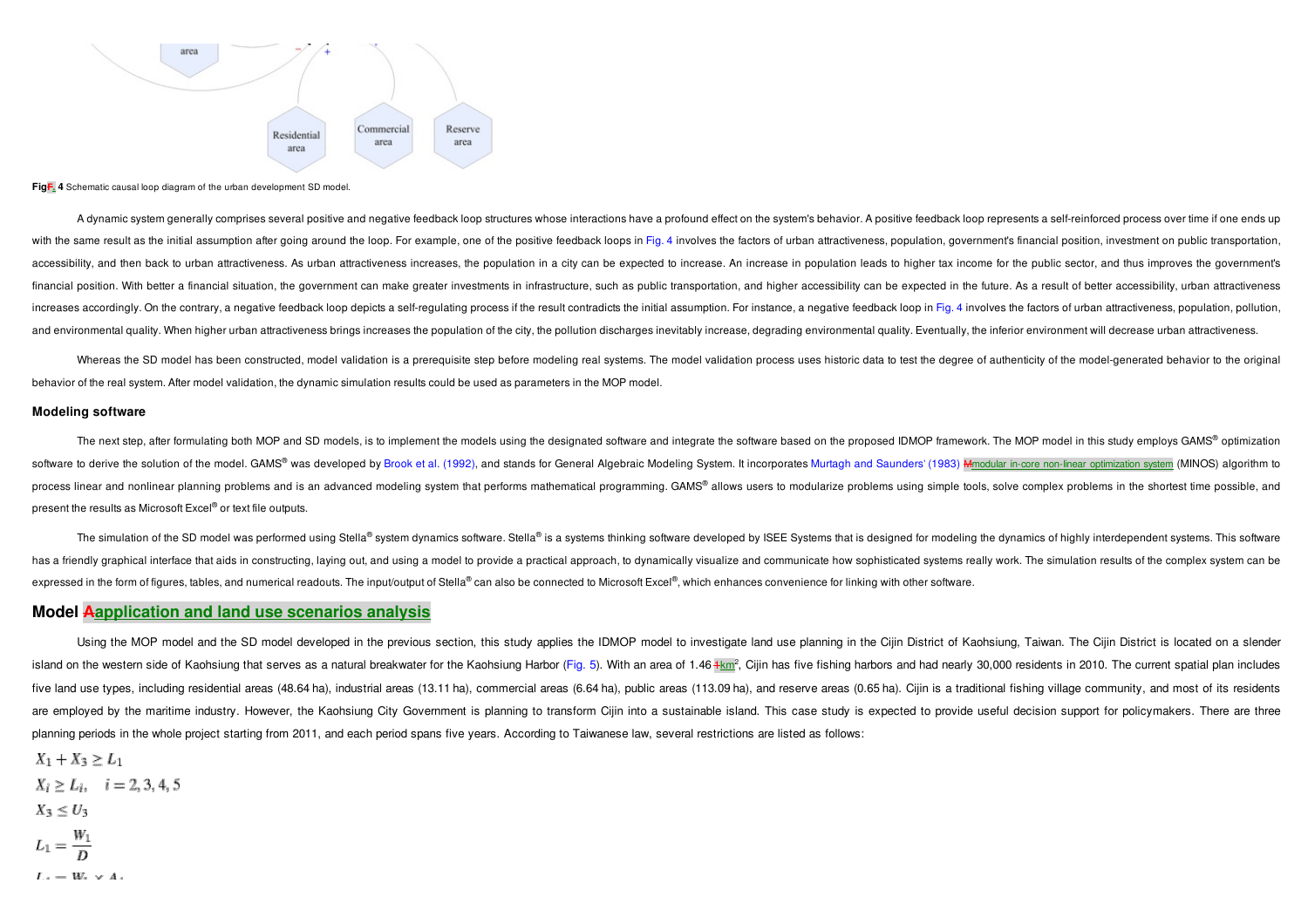Fig. 4 Schematic causal loop diagram of the urban development SD model.

A dynamic system generally comprises several positive and negative feedback loop structures whose interactions have a profound effect on the system's behavior. A positive feedback loop represents a self-reinforced process over time if one ends up with the same result as the initial assumption after going around the loop. For example, one of the positive feedback loops in Fig. 4 involves the factors of urban attractiveness, population, government's financial position, investment on public transportation, accessibility, and then back to urban attractiveness. As urban attractiveness increases, the population in a city can be expected to increase. An increase in population leads to higher tax income for the public sector, and thus improves the government's financial position. With better a financial situation, the government can make greater investments in infrastructure, such as public transportation, and higher accessibility can be expected in the future. As a result of better accessibility, urban attractiveness increases accordingly. On the contrary, a negative feedback loop depicts a self-regulating process if the result contradicts the initial assumption. For instance, a negative feedback loop in Fig. 4 involves the factors of urban attractiveness, population, pollution, and environmental quality. When higher urban attractiveness brings increases the population of the city, the pollution discharges inevitably increase, degrading environmental quality. Eventually, the inferior environment will decrease urban attractiveness.

Whereas the SD model has been constructed, model validation is a prerequisite step before modeling real systems. The model validation process uses historic data to test the degree of authenticity of the model-generated behavior to the original behavior of the real system. After model validation, the dynamic simulation results could be used as parameters in the MOP model.

### Modeling software

The next step, after formulating both MOP and SD models, is to implement the models using the designated software and integrate the software based on the proposed IDMOP framework. The MOP model in this study employs GAMS® optimization software to derive the solution of the model. GAMS® was developed by Brook et al. (1992), and stands for General Algebraic Modeling System. It incorporates Murtagh and Saunders' (1983) modular in-core non-linear optimization system (MINOS) algorithm to process linear and nonlinear planning problems and is an advanced modeling system that performs mathematical programming. GAMS® allows users to modularize problems using simple tools, solve complex problems in the shortest time possible, and present the results as Microsoft Excel® or text file outputs.

The simulation of the SD model was performed using Stella® system dynamics software. Stella® is a systems thinking software developed by ISEE Systems that is designed for modeling the dynamics of highly interdependent systems. This software has a friendly graphical interface that aids in constructing, laying out, and using a model to provide a practical approach, to dynamically visualize and communicate how sophisticated systems really work. The simulation results of the complex system can be expressed in the form of figures, tables, and numerical readouts. The input/output of Stella® can also be connected to Microsoft Excel®, which enhances convenience for linking with other software.

## Model application and land use scenarios analysis

Using the MOP model and the SD model developed in the previous section, this study applies the IDMOP model to investigate land use planning in the Cijin District of Kaohsiung, Taiwan. The Cijin District is located on a slender island on the western side of Kaohsiung that serves as a natural breakwater for the Kaohsiung Harbor (Fig. 5). With an area of 1.46 km², Cijin has five fishing harbors and had nearly 30,000 residents in 2010. The current spatial plan includes five land use types, including residential areas (48.64 ha), industrial areas (13.11 ha), commercial areas (6.64 ha), public areas (113.09 ha), and reserve areas (0.65 ha). Cijin is a traditional fishing village community, and most of its residents are employed by the maritime industry. However, the Kaohsiung City Government is planning to transform Cijin into a sustainable island. This case study is expected to provide useful decision support for policymakers. There are three planning periods in the whole project starting from 2011, and each period spans five years. According to Taiwanese law, several restrictions are listed as follows:

$$X_1 + X_3 \geq L_1$$

$$X_i \geq L_i, \quad i = 2, 3, 4, 5$$

$$X_3 \leq U_3$$

$$L_1 = \frac{W_1}{D}$$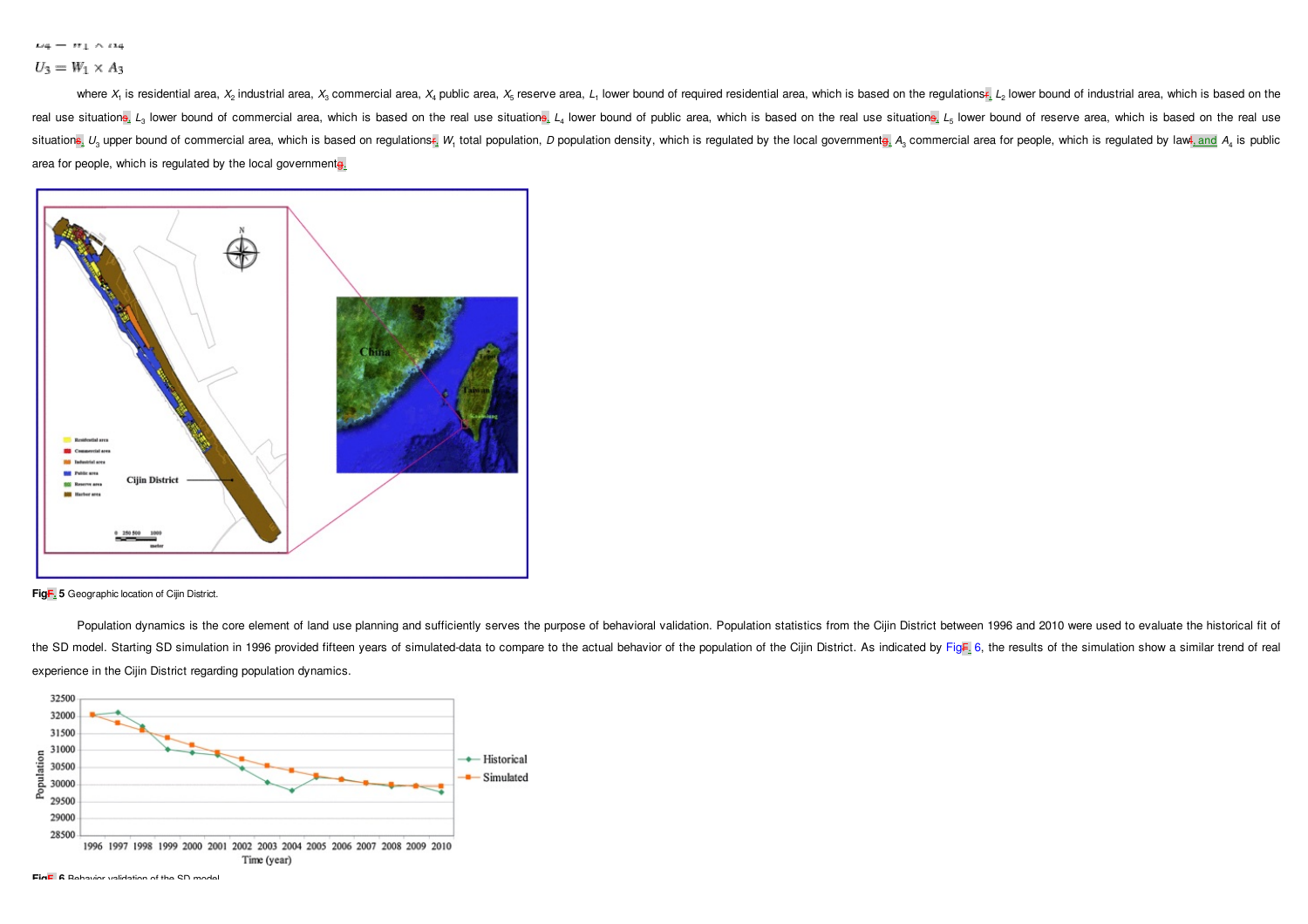$$U_3 = W_1 \times A_3$$

where $X_1$ is residential area, $X_2$ industrial area, $X_3$ commercial area, $X_4$ public area, $X_5$ reserve area, $L_1$ lower bound of required residential area, which is based on the regulations; $L_2$ lower bound of industrial area, which is based on the real use situations; $L_3$ lower bound of commercial area, which is based on the real use situations; $L_4$ lower bound of public area, which is based on the real use situations; $L_5$ lower bound of reserve area, which is based on the real use situations; $U_3$ upper bound of commercial area, which is based on regulations; $W_1$ total population, $D$ population density, which is regulated by the local government; $A_3$ commercial area for people, which is regulated by law; and $A_4$ is public area for people, which is regulated by the local government.

Fig. 5 Geographic location of Cijin District.

Population dynamics is the core element of land use planning and sufficiently serves the purpose of behavioral validation. Population statistics from the Cijin District between 1996 and 2010 were used to evaluate the historical fit of the SD model. Starting SD simulation in 1996 provided fifteen years of simulated-data to compare to the actual behavior of the population of the Cijin District. As indicated by Fig. 6, the results of the simulation show a similar trend of real experience in the Cijin District regarding population dynamics.

Fig. 6 Behavior validation of the SD model.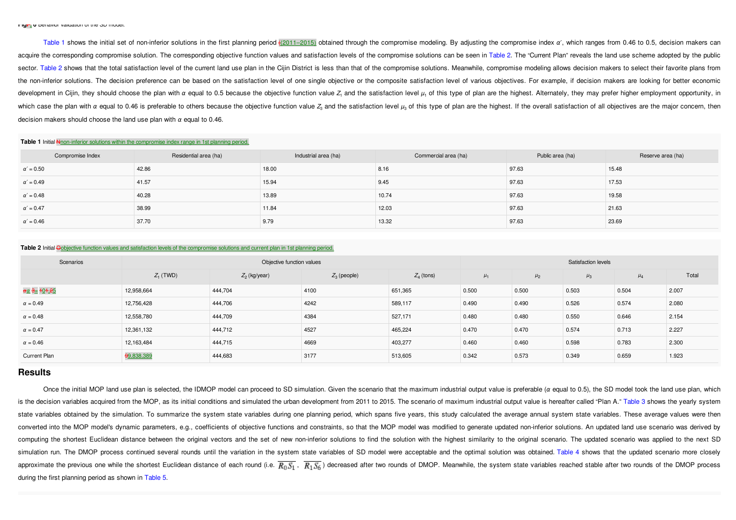Table 1 shows the initial set of non-inferior solutions in the first planning period (2011–2015) obtained through the compromise modeling. By adjusting the compromise index $\alpha'$, which ranges from 0.46 to 0.5, decision makers can acquire the corresponding compromise solution. The corresponding objective function values and satisfaction levels of the compromise solutions can be seen in Table 2. The "Current Plan" reveals the land use scheme adopted by the public sector. Table 2 shows that the total satisfaction level of the current land use plan in the Cijin District is less than that of the compromise solutions. Meanwhile, compromise modeling allows decision makers to select their favorite plans from the non-inferior solutions. The decision preference can be based on the satisfaction level of one single objective or the composite satisfaction level of various objectives. For example, if decision makers are looking for better economic development in Cijin, they should choose the plan with $\alpha$ equal to 0.5 because the objective function value $Z_1$ and the satisfaction level $\mu_1$ of this type of plan are the highest. Alternately, they may prefer higher employment opportunity, in which case the plan with $\alpha$ equal to 0.46 is preferable to others because the objective function value $Z_3$ and the satisfaction level $\mu_3$ of this type of plan are the highest. If the overall satisfaction of all objectives are the major concern, then decision makers should choose the land use plan with $\alpha$ equal to 0.46.

**Table 1** Initial non-inferior solutions within the compromise index range in 1st planning period.

| Compromise Index | Residential area (ha) | Industrial area (ha) | Commercial area (ha) | Public area (ha) | Reserve area (ha) |
|---|---|---|---|---|---|
| $\alpha' = 0.50$ | 42.86 | 18.00 | 8.16 | 97.63 | 15.48 |
| $\alpha' = 0.49$ | 41.57 | 15.94 | 9.45 | 97.63 | 17.53 |
| $\alpha' = 0.48$ | 40.28 | 13.89 | 10.74 | 97.63 | 19.58 |
| $\alpha' = 0.47$ | 38.99 | 11.84 | 12.03 | 97.63 | 21.63 |
| $\alpha' = 0.46$ | 37.70 | 9.79 | 13.32 | 97.63 | 23.69 |

**Table 2** Initial objective function values and satisfaction levels of the compromise solutions and current plan in 1st planning period.

| Scenarios | Objective function values | | | | Satisfaction levels | | | | |
|---|---|---|---|---|---|---|---|---|---|
| | $Z_1$ (TWD) | $Z_2$ (kg/year) | $Z_3$ (people) | $Z_4$ (tons) | $\mu_1$ | $\mu_2$ | $\mu_3$ | $\mu_4$ | Total |
| $\alpha$ = 0.5 | 12,958,664 | 444,704 | 4100 | 651,365 | 0.500 | 0.500 | 0.503 | 0.504 | 2.007 |
| $\alpha$ = 0.49 | 12,756,428 | 444,706 | 4242 | 589,117 | 0.490 | 0.490 | 0.526 | 0.574 | 2.080 |
| $\alpha$ = 0.48 | 12,558,780 | 444,709 | 4384 | 527,171 | 0.480 | 0.480 | 0.550 | 0.646 | 2.154 |
| $\alpha$ = 0.47 | 12,361,132 | 444,712 | 4527 | 465,224 | 0.470 | 0.470 | 0.574 | 0.713 | 2.227 |
| $\alpha$ = 0.46 | 12,163,484 | 444,715 | 4669 | 403,277 | 0.460 | 0.460 | 0.598 | 0.783 | 2.300 |
| Current Plan | 9,838,389 | 444,683 | 3177 | 513,605 | 0.342 | 0.573 | 0.349 | 0.659 | 1.923 |

## Results

Once the initial MOP land use plan is selected, the IDMOP model can proceed to SD simulation. Given the scenario that the maximum industrial output value is preferable ($\alpha$ equal to 0.5), the SD model took the land use plan, which is the decision variables acquired from the MOP, as its initial conditions and simulated the urban development from 2011 to 2015. The scenario of maximum industrial output value is hereafter called "Plan A." Table 3 shows the yearly system state variables obtained by the simulation. To summarize the system state variables during one planning period, which spans five years, this study calculated the average annual system state variables. These average values were then converted into the MOP model's dynamic parameters, e.g., coefficients of objective functions and constraints, so that the MOP model was modified to generate updated non-inferior solutions. An updated land use scenario was derived by computing the shortest Euclidean distance between the original vectors and the set of new non-inferior solutions to find the solution with the highest similarity to the original scenario. The updated scenario was applied to the next SD simulation run. The DMOP process continued several rounds until the variation in the system state variables of SD model were acceptable and the optimal solution was obtained. Table 4 shows that the updated scenario more closely approximate the previous one while the shortest Euclidean distance of each round (i.e. $\overline{R_0S_1}$, $\overline{R_1S_6}$) decreased after two rounds of DMOP. Meanwhile, the system state variables reached stable after two rounds of the DMOP process during the first planning period as shown in Table 5.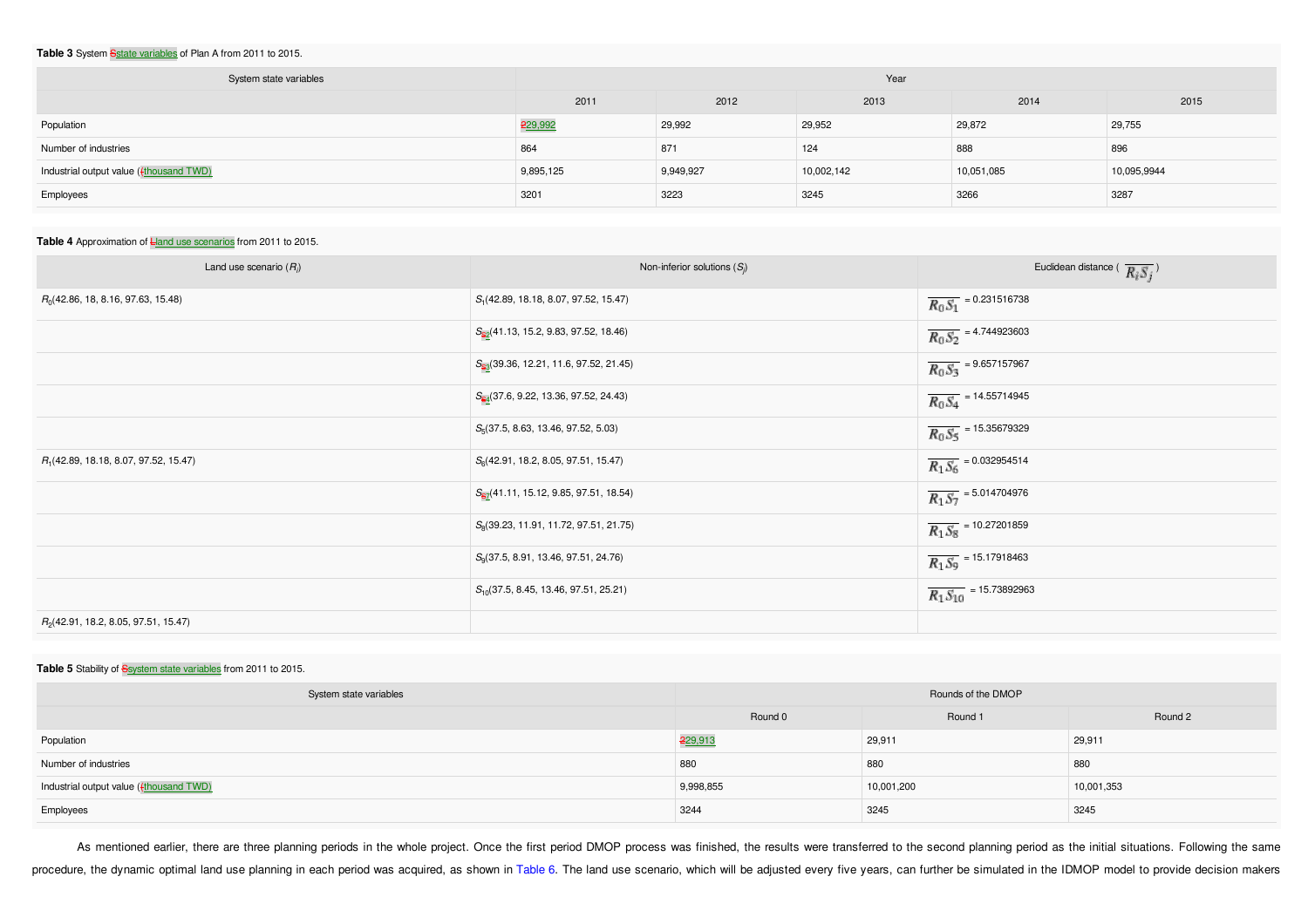**Table 3** System state variables of Plan A from 2011 to 2015.

| System state variables | Year | | | | |
|---|---|---|---|---|---|
| | 2011 | 2012 | 2013 | 2014 | 2015 |
| Population | 29,992 | 29,992 | 29,952 | 29,872 | 29,755 |
| Number of industries | 864 | 871 | 124 | 888 | 896 |
| Industrial output value (thousand TWD) | 9,895,125 | 9,949,927 | 10,002,142 | 10,051,085 | 10,095,9944 |
| Employees | 3201 | 3223 | 3245 | 3266 | 3287 |

**Table 4** Approximation of land use scenarios from 2011 to 2015.

| Land use scenario ($R_i$) | Non-inferior solutions ($S_j$) | Euclidean distance ( $\overline{R_iS_j}$ ) |
|---|---|---|
| $R_0$(42.86, 18, 8.16, 97.63, 15.48) | $S_1$(42.89, 18.18, 8.07, 97.52, 15.47) | $\overline{R_0S_1}$ = 0.231516738 |
| | $S_2$(41.13, 15.2, 9.83, 97.52, 18.46) | $\overline{R_0S_2}$ = 4.744923603 |
| | $S_3$(39.36, 12.21, 11.6, 97.52, 21.45) | $\overline{R_0S_3}$ = 9.657157967 |
| | $S_4$(37.6, 9.22, 13.36, 97.52, 24.43) | $\overline{R_0S_4}$ = 14.55714945 |
| | $S_5$(37.5, 8.63, 13.46, 97.52, 5.03) | $\overline{R_0S_5}$ = 15.35679329 |
| $R_1$(42.89, 18.18, 8.07, 97.52, 15.47) | $S_6$(42.91, 18.2, 8.05, 97.51, 15.47) | $\overline{R_1S_6}$ = 0.032954514 |
| | $S_7$(41.11, 15.12, 9.85, 97.51, 18.54) | $\overline{R_1S_7}$ = 5.014704976 |
| | $S_8$(39.23, 11.91, 11.72, 97.51, 21.75) | $\overline{R_1S_8}$ = 10.27201859 |
| | $S_9$(37.5, 8.91, 13.46, 97.51, 24.76) | $\overline{R_1S_9}$ = 15.17918463 |
| | $S_{10}$(37.5, 8.45, 13.46, 97.51, 25.21) | $\overline{R_1S_{10}}$ = 15.73892963 |
| $R_2$(42.91, 18.2, 8.05, 97.51, 15.47) | | |

**Table 5** Stability of system state variables from 2011 to 2015.

| System state variables | Rounds of the DMOP | | |
|---|---|---|---|
| | Round 0 | Round 1 | Round 2 |
| Population | 29,913 | 29,911 | 29,911 |
| Number of industries | 880 | 880 | 880 |
| Industrial output value (thousand TWD) | 9,998,855 | 10,001,200 | 10,001,353 |
| Employees | 3244 | 3245 | 3245 |

As mentioned earlier, there are three planning periods in the whole project. Once the first period DMOP process was finished, the results were transferred to the second planning period as the initial situations. Following the same procedure, the dynamic optimal land use planning in each period was acquired, as shown in Table 6. The land use scenario, which will be adjusted every five years, can further be simulated in the IDMOP model to provide decision makers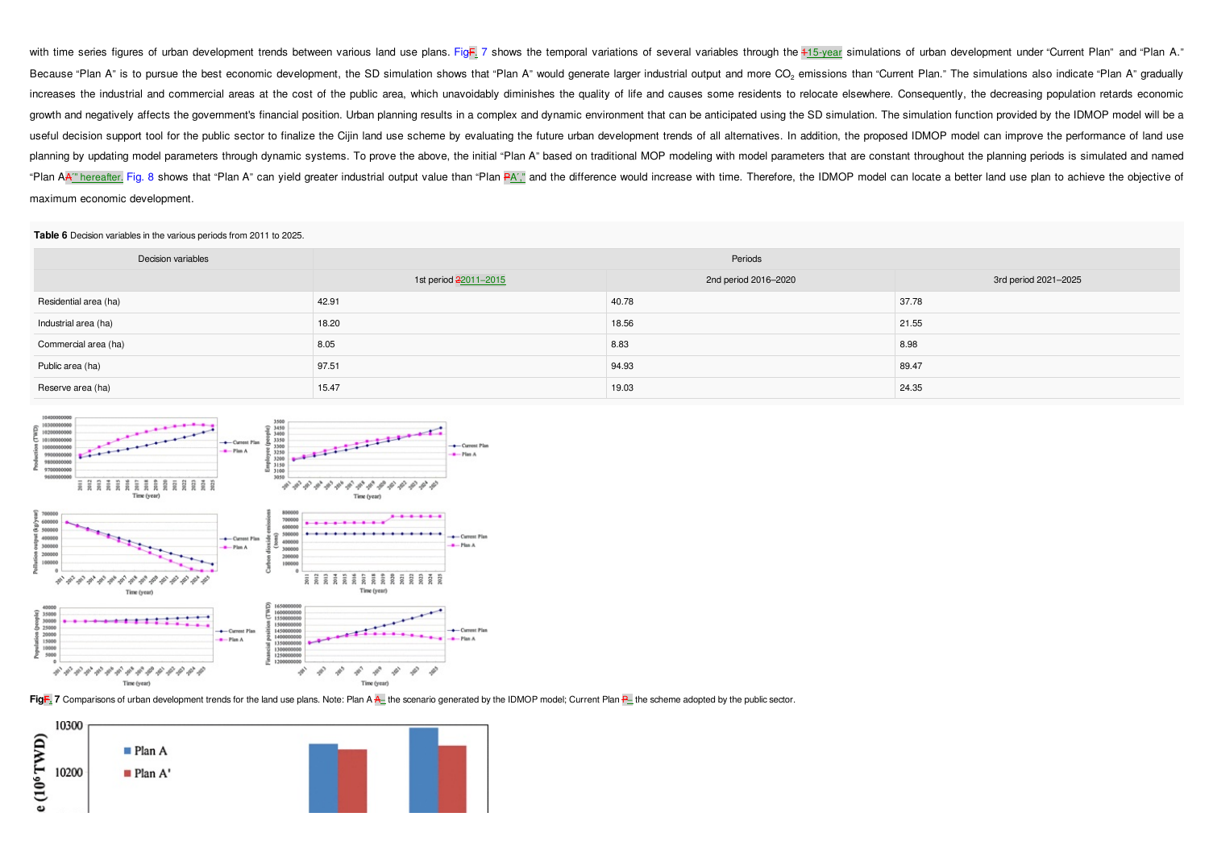with time series figures of urban development trends between various land use plans. Fig. 7 shows the temporal variations of several variables through the 15-year simulations of urban development under “Current Plan” and “Plan A.” Because “Plan A” is to pursue the best economic development, the SD simulation shows that “Plan A” would generate larger industrial output and more $CO_2$ emissions than “Current Plan.” The simulations also indicate “Plan A” gradually increases the industrial and commercial areas at the cost of the public area, which unavoidably diminishes the quality of life and causes some residents to relocate elsewhere. Consequently, the decreasing population retards economic growth and negatively affects the government's financial position. Urban planning results in a complex and dynamic environment that can be anticipated using the SD simulation. The simulation function provided by the IDMOP model will be a useful decision support tool for the public sector to finalize the Cijin land use scheme by evaluating the future urban development trends of all alternatives. In addition, the proposed IDMOP model can improve the performance of land use planning by updating model parameters through dynamic systems. To prove the above, the initial “Plan A” based on traditional MOP modeling with model parameters that are constant throughout the planning periods is simulated and named “Plan A’” hereafter. Fig. 8 shows that “Plan A” can yield greater industrial output value than “Plan A’,” and the difference would increase with time. Therefore, the IDMOP model can locate a better land use plan to achieve the objective of maximum economic development.

**Table 6** Decision variables in the various periods from 2011 to 2025.

| Decision variables | Periods | | |
|---|---|---|---|
| | 1st period 2011–2015 | 2nd period 2016–2020 | 3rd period 2021–2025 |
| Residential area (ha) | 42.91 | 40.78 | 37.78 |
| Industrial area (ha) | 18.20 | 18.56 | 21.55 |
| Commercial area (ha) | 8.05 | 8.83 | 8.98 |
| Public area (ha) | 97.51 | 94.93 | 89.47 |
| Reserve area (ha) | 15.47 | 19.03 | 24.35 |

Fig. 7 Comparisons of urban development trends for the land use plans. Note: Plan A the scenario generated by the IDMOP model; Current Plan the scheme adopted by the public sector.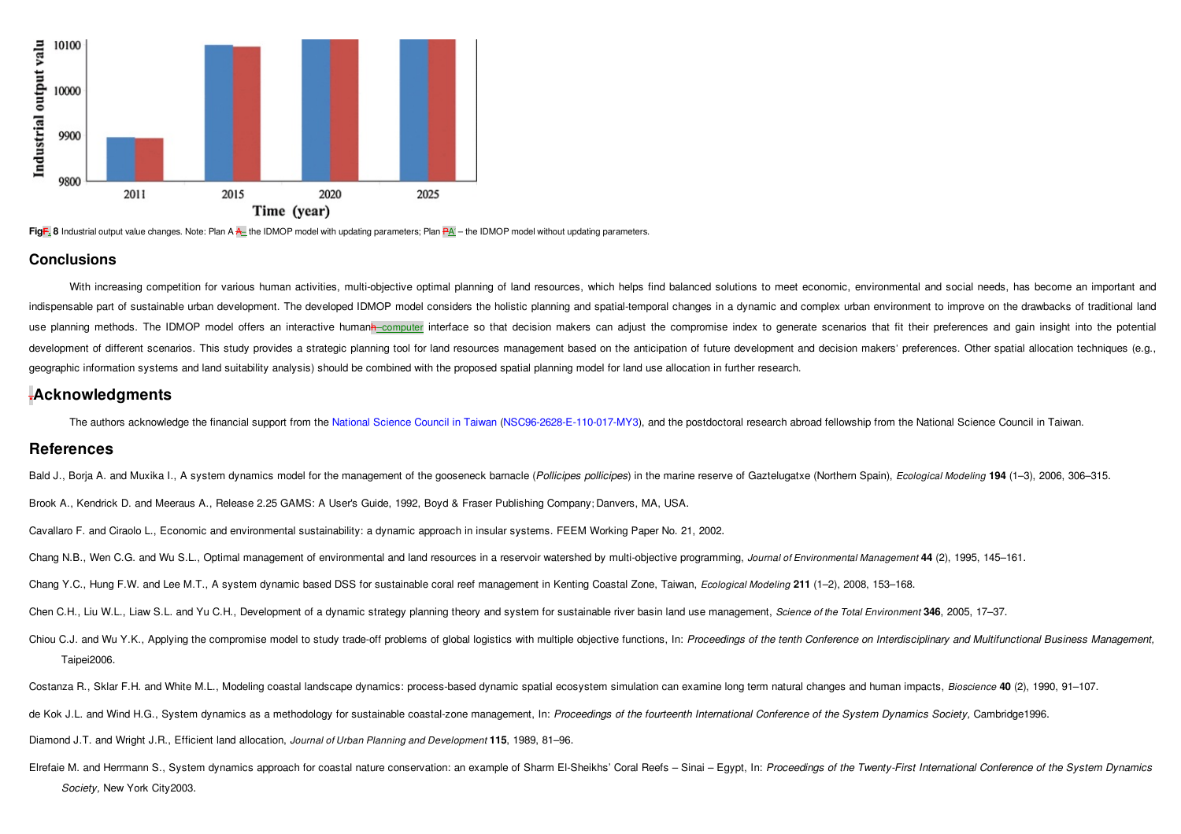Fig. 8 Industrial output value changes. Note: Plan A – the IDMOP model with updating parameters; Plan A' – the IDMOP model without updating parameters.

## Conclusions

With increasing competition for various human activities, multi-objective optimal planning of land resources, which helps find balanced solutions to meet economic, environmental and social needs, has become an important and indispensable part of sustainable urban development. The developed IDMOP model considers the holistic planning and spatial-temporal changes in a dynamic and complex urban environment to improve on the drawbacks of traditional land use planning methods. The IDMOP model offers an interactive human–computer interface so that decision makers can adjust the compromise index to generate scenarios that fit their preferences and gain insight into the potential development of different scenarios. This study provides a strategic planning tool for land resources management based on the anticipation of future development and decision makers' preferences. Other spatial allocation techniques (e.g., geographic information systems and land suitability analysis) should be combined with the proposed spatial planning model for land use allocation in further research.

## Acknowledgments

The authors acknowledge the financial support from the National Science Council in Taiwan (NSC96-2628-E-110-017-MY3), and the postdoctoral research abroad fellowship from the National Science Council in Taiwan.

## References

Bald J., Borja A. and Muxika I., A system dynamics model for the management of the gooseneck barnacle (*Pollicipes pollicipes*) in the marine reserve of Gaztelugatxe (Northern Spain), *Ecological Modeling* **194** (1–3), 2006, 306–315.

Brook A., Kendrick D. and Meeraus A., Release 2.25 GAMS: A User's Guide, 1992, Boyd & Fraser Publishing Company; Danvers, MA, USA.

Cavallaro F. and Ciraolo L., Economic and environmental sustainability: a dynamic approach in insular systems. FEEM Working Paper No. 21, 2002.

Chang N.B., Wen C.G. and Wu S.L., Optimal management of environmental and land resources in a reservoir watershed by multi-objective programming, *Journal of Environmental Management* **44** (2), 1995, 145–161.

Chang Y.C., Hung F.W. and Lee M.T., A system dynamic based DSS for sustainable coral reef management in Kenting Coastal Zone, Taiwan, *Ecological Modeling* **211** (1–2), 2008, 153–168.

Chen C.H., Liu W.L., Liaw S.L. and Yu C.H., Development of a dynamic strategy planning theory and system for sustainable river basin land use management, *Science of the Total Environment* **346**, 2005, 17–37.

Chiou C.J. and Wu Y.K., Applying the compromise model to study trade-off problems of global logistics with multiple objective functions, In: *Proceedings of the tenth Conference on Interdisciplinary and Multifunctional Business Management,* Taipei2006.

Costanza R., Sklar F.H. and White M.L., Modeling coastal landscape dynamics: process-based dynamic spatial ecosystem simulation can examine long term natural changes and human impacts, *Bioscience* **40** (2), 1990, 91–107.

de Kok J.L. and Wind H.G., System dynamics as a methodology for sustainable coastal-zone management, In: *Proceedings of the fourteenth International Conference of the System Dynamics Society*, Cambridge1996.

Diamond J.T. and Wright J.R., Efficient land allocation, *Journal of Urban Planning and Development* **115**, 1989, 81–96.

Elrefaie M. and Herrmann S., System dynamics approach for coastal nature conservation: an example of Sharm El-Sheikhs' Coral Reefs – Sinai – Egypt, In: *Proceedings of the Twenty-First International Conference of the System Dynamics Society*, New York City2003.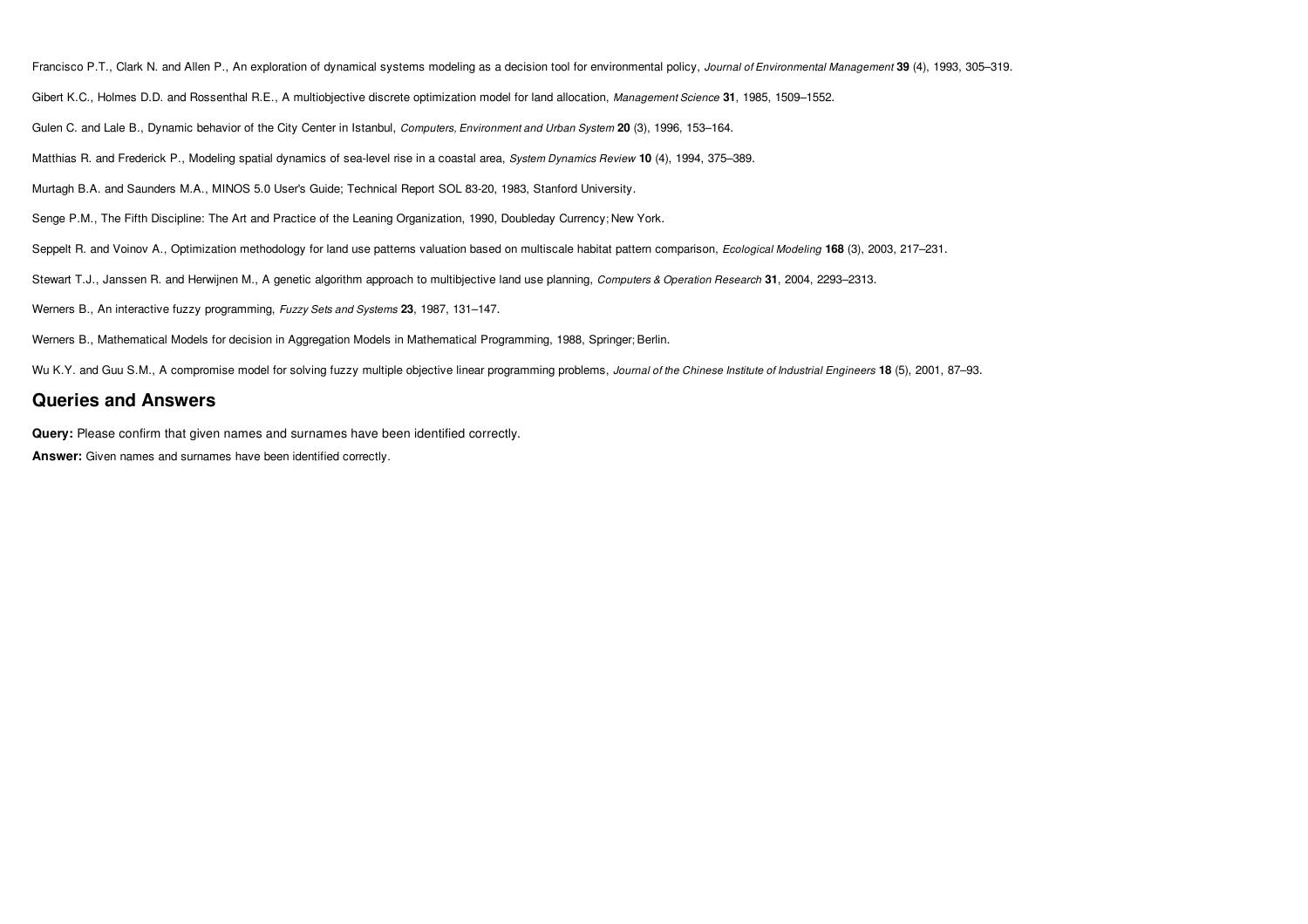Francisco P.T., Clark N. and Allen P., An exploration of dynamical systems modeling as a decision tool for environmental policy, *Journal of Environmental Management* **39** (4), 1993, 305–319.

Gibert K.C., Holmes D.D. and Rossenthal R.E., A multiobjective discrete optimization model for land allocation, *Management Science* **31**, 1985, 1509–1552.

Gulen C. and Lale B., Dynamic behavior of the City Center in Istanbul, *Computers, Environment and Urban System* **20** (3), 1996, 153–164.

Matthias R. and Frederick P., Modeling spatial dynamics of sea-level rise in a coastal area, *System Dynamics Review* **10** (4), 1994, 375–389.

Murtagh B.A. and Saunders M.A., MINOS 5.0 User's Guide; Technical Report SOL 83-20, 1983, Stanford University.

Senge P.M., The Fifth Discipline: The Art and Practice of the Leaning Organization, 1990, Doubleday Currency; New York.

Seppelt R. and Voinov A., Optimization methodology for land use patterns valuation based on multiscale habitat pattern comparison, *Ecological Modeling* **168** (3), 2003, 217–231.

Stewart T.J., Janssen R. and Herwijnen M., A genetic algorithm approach to multibjective land use planning, *Computers & Operation Research* **31**, 2004, 2293–2313.

Werners B., An interactive fuzzy programming, *Fuzzy Sets and Systems* **23**, 1987, 131–147.

Werners B., Mathematical Models for decision in Aggregation Models in Mathematical Programming, 1988, Springer; Berlin.

Wu K.Y. and Guu S.M., A compromise model for solving fuzzy multiple objective linear programming problems, *Journal of the Chinese Institute of Industrial Engineers* **18** (5), 2001, 87–93.

## Queries and Answers

**Query:** Please confirm that given names and surnames have been identified correctly.

**Answer:** Given names and surnames have been identified correctly.